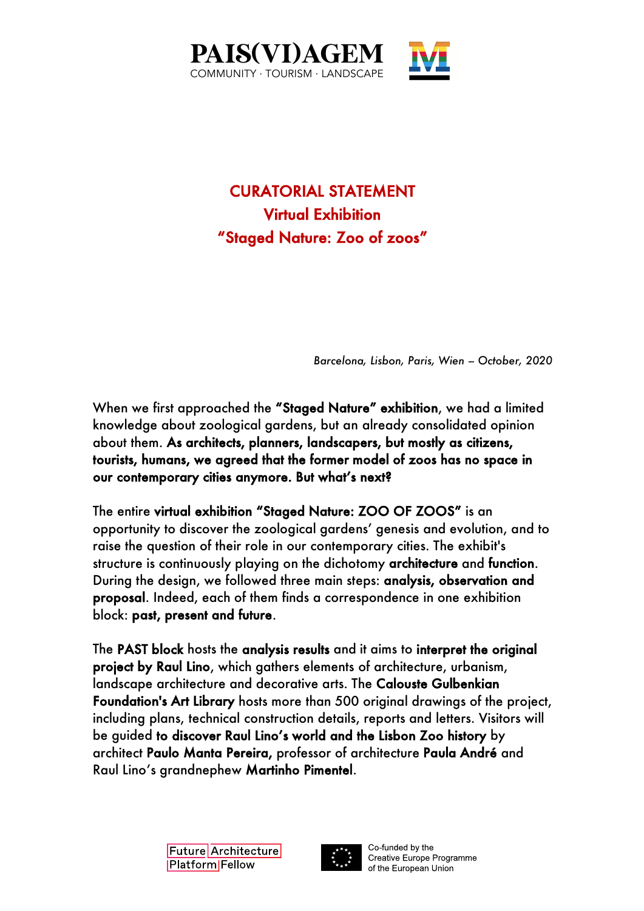**PAIS(VI)AGEM**
COMMUNITY · TOURISM · LANDSCAPE

# CURATORIAL STATEMENT
## Virtual Exhibition
## "Staged Nature: Zoo of zoos"

*Barcelona, Lisbon, Paris, Wien – October, 2020*

When we first approached the **"Staged Nature" exhibition**, we had a limited knowledge about zoological gardens, but an already consolidated opinion about them. **As architects, planners, landscapers, but mostly as citizens, tourists, humans, we agreed that the former model of zoos has no space in our contemporary cities anymore. But what's next?**

The entire **virtual exhibition "Staged Nature: ZOO OF ZOOS"** is an opportunity to discover the zoological gardens' genesis and evolution, and to raise the question of their role in our contemporary cities. The exhibit's structure is continuously playing on the dichotomy **architecture** and **function**. During the design, we followed three main steps: **analysis, observation and proposal**. Indeed, each of them finds a correspondence in one exhibition block: **past, present and future**.

The **PAST block** hosts the **analysis results** and it aims to **interpret the original project by Raul Lino**, which gathers elements of architecture, urbanism, landscape architecture and decorative arts. The **Calouste Gulbenkian Foundation's Art Library** hosts more than 500 original drawings of the project, including plans, technical construction details, reports and letters. Visitors will be guided **to discover Raul Lino's world and the Lisbon Zoo history** by architect **Paulo Manta Pereira,** professor of architecture **Paula André** and Raul Lino's grandnephew **Martinho Pimentel**.

Future Architecture Platform Fellow

Co-funded by the Creative Europe Programme of the European Union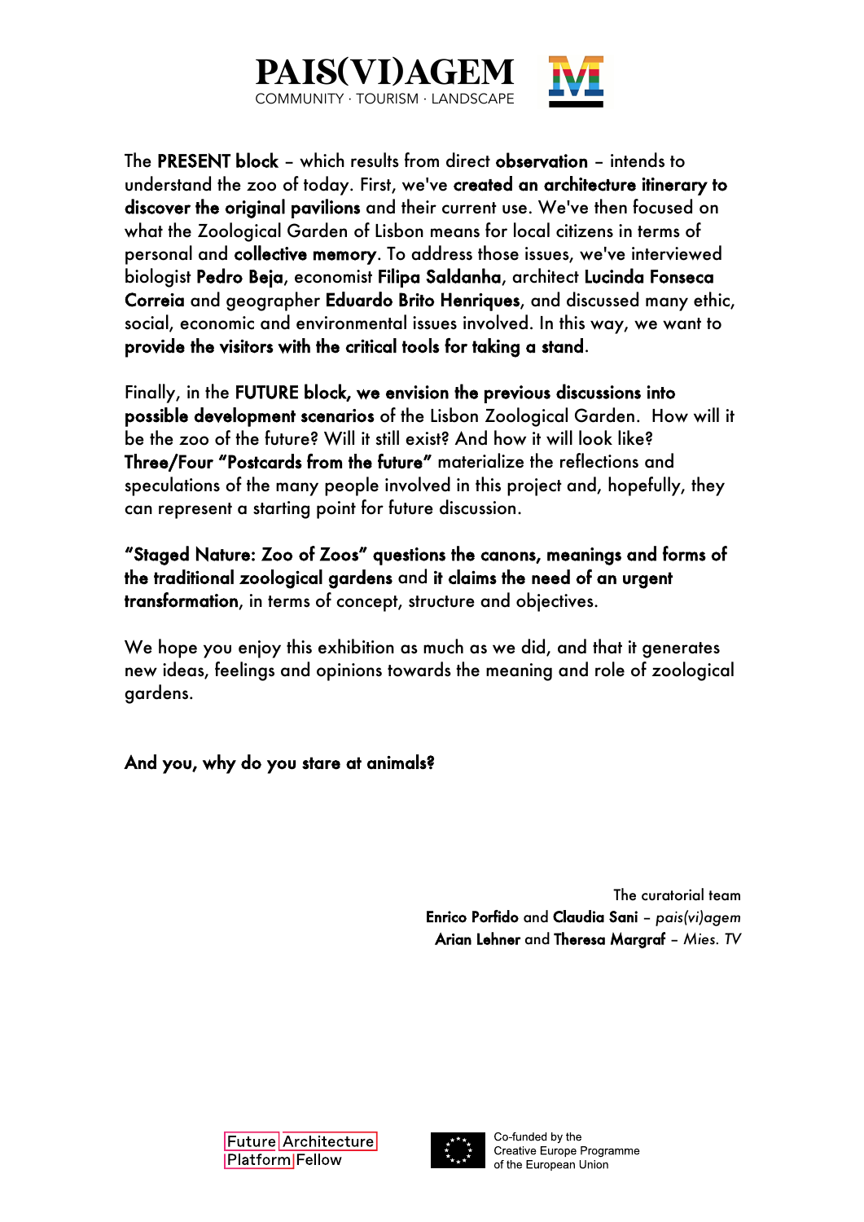The **PRESENT block** – which results from direct **observation** – intends to understand the zoo of today. First, we've **created an architecture itinerary to discover the original pavilions** and their current use. We've then focused on what the Zoological Garden of Lisbon means for local citizens in terms of personal and **collective memory**. To address those issues, we've interviewed biologist **Pedro Beja**, economist **Filipa Saldanha**, architect **Lucinda Fonseca Correia** and geographer **Eduardo Brito Henriques**, and discussed many ethic, social, economic and environmental issues involved. In this way, we want to **provide the visitors with the critical tools for taking a stand**.

Finally, in the **FUTURE block, we envision the previous discussions into possible development scenarios** of the Lisbon Zoological Garden. How will it be the zoo of the future? Will it still exist? And how it will look like? **Three/Four "Postcards from the future"** materialize the reflections and speculations of the many people involved in this project and, hopefully, they can represent a starting point for future discussion.

**"Staged Nature: Zoo of Zoos" questions the canons, meanings and forms of the traditional zoological gardens** and **it claims the need of an urgent transformation**, in terms of concept, structure and objectives.

We hope you enjoy this exhibition as much as we did, and that it generates new ideas, feelings and opinions towards the meaning and role of zoological gardens.

**And you, why do you stare at animals?**

The curatorial team
**Enrico Porfido** and **Claudia Sani** – *pais(vi)agem*
**Arian Lehner** and **Theresa Margraf** – *Mies. TV*

Future Architecture Platform Fellow

Co-funded by the Creative Europe Programme of the European Union